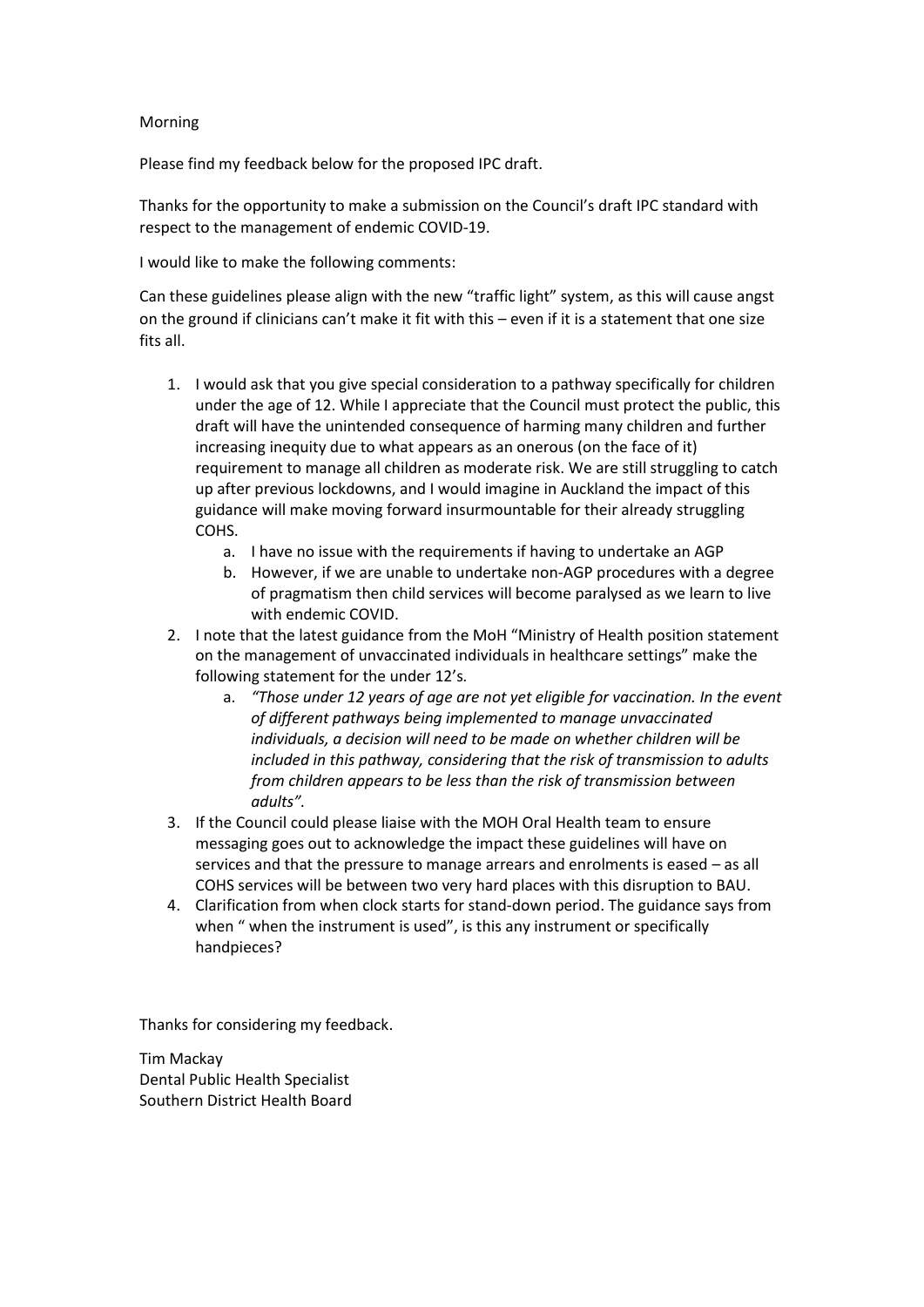Morning

Please find my feedback below for the proposed IPC draft.

Thanks for the opportunity to make a submission on the Council's draft IPC standard with respect to the management of endemic COVID-19.

I would like to make the following comments:

Can these guidelines please align with the new "traffic light" system, as this will cause angst on the ground if clinicians can't make it fit with this – even if it is a statement that one size fits all.

1. I would ask that you give special consideration to a pathway specifically for children under the age of 12. While I appreciate that the Council must protect the public, this draft will have the unintended consequence of harming many children and further increasing inequity due to what appears as an onerous (on the face of it) requirement to manage all children as moderate risk. We are still struggling to catch up after previous lockdowns, and I would imagine in Auckland the impact of this guidance will make moving forward insurmountable for their already struggling COHS.
    a. I have no issue with the requirements if having to undertake an AGP
    b. However, if we are unable to undertake non-AGP procedures with a degree of pragmatism then child services will become paralysed as we learn to live with endemic COVID.
2. I note that the latest guidance from the MoH "Ministry of Health position statement on the management of unvaccinated individuals in healthcare settings" make the following statement for the under 12's.
    a. *"Those under 12 years of age are not yet eligible for vaccination. In the event of different pathways being implemented to manage unvaccinated individuals, a decision will need to be made on whether children will be included in this pathway, considering that the risk of transmission to adults from children appears to be less than the risk of transmission between adults".*
3. If the Council could please liaise with the MOH Oral Health team to ensure messaging goes out to acknowledge the impact these guidelines will have on services and that the pressure to manage arrears and enrolments is eased – as all COHS services will be between two very hard places with this disruption to BAU.
4. Clarification from when clock starts for stand-down period. The guidance says from when " when the instrument is used", is this any instrument or specifically handpieces?

Thanks for considering my feedback.

Tim Mackay
Dental Public Health Specialist
Southern District Health Board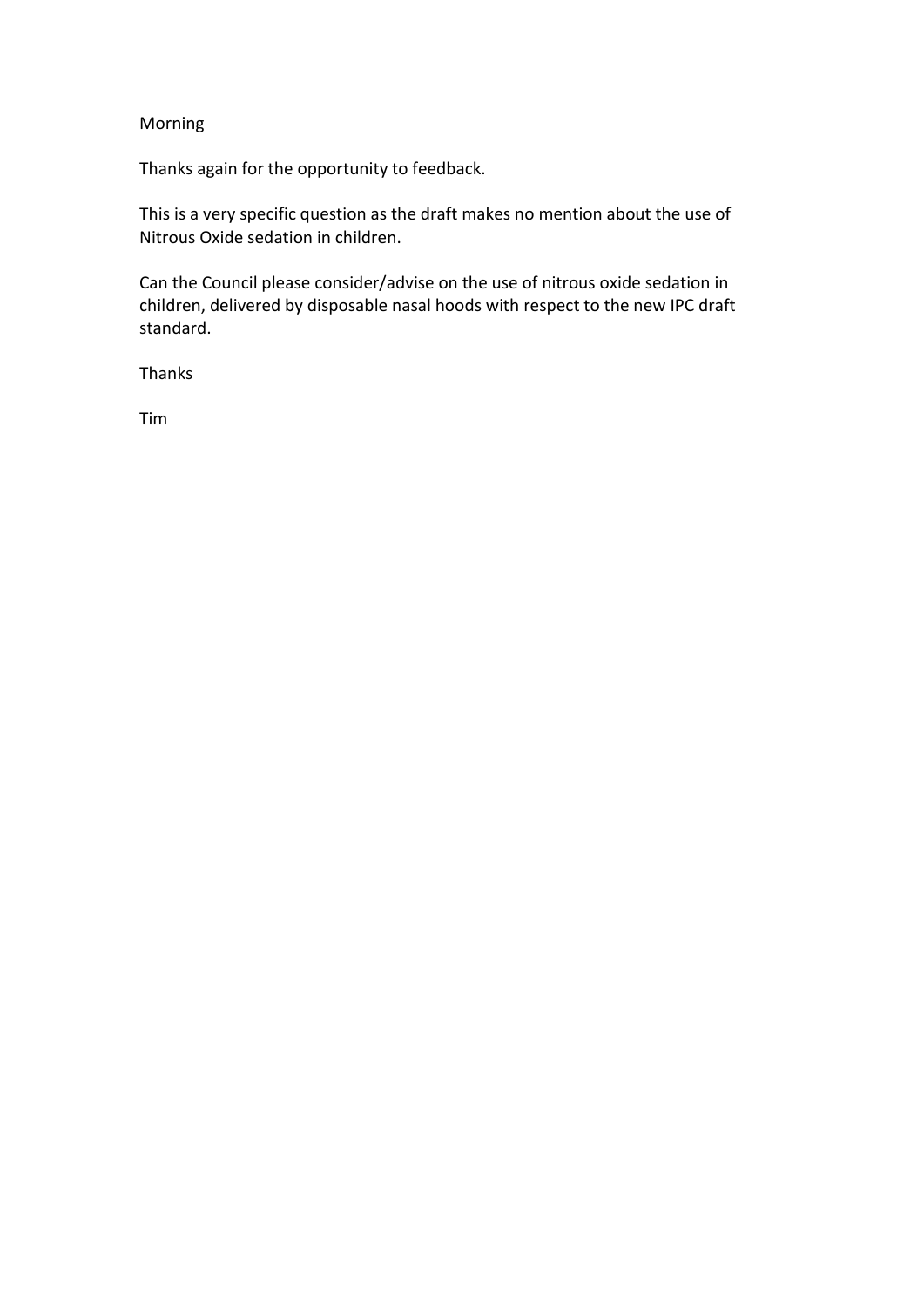Morning

Thanks again for the opportunity to feedback.

This is a very specific question as the draft makes no mention about the use of Nitrous Oxide sedation in children.

Can the Council please consider/advise on the use of nitrous oxide sedation in children, delivered by disposable nasal hoods with respect to the new IPC draft standard.

Thanks

Tim